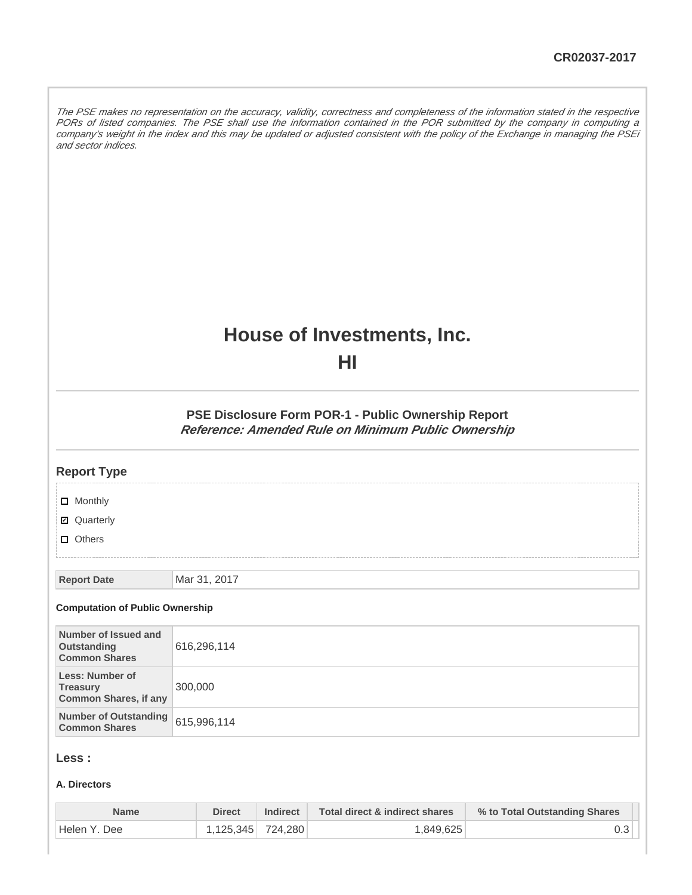CR02037-2017

*The PSE makes no representation on the accuracy, validity, correctness and completeness of the information stated in the respective PORs of listed companies. The PSE shall use the information contained in the POR submitted by the company in computing a company's weight in the index and this may be updated or adjusted consistent with the policy of the Exchange in managing the PSEi and sector indices.*

# House of Investments, Inc.

# HI

### PSE Disclosure Form POR-1 - Public Ownership Report

***Reference: Amended Rule on Minimum Public Ownership***

## Report Type

- [ ] Monthly
- [x] Quarterly
- [ ] Others

| Report Date | Mar 31, 2017 |
|---|---|

#### Computation of Public Ownership

| Number of Issued and Outstanding Common Shares | 616,296,114 |
|---|---|
| Less: Number of Treasury Common Shares, if any | 300,000 |
| Number of Outstanding Common Shares | 615,996,114 |

## Less :

#### A. Directors

| Name | Direct | Indirect | Total direct & indirect shares | % to Total Outstanding Shares |
|---|---|---|---|---|
| Helen Y. Dee | 1,125,345 | 724,280 | 1,849,625 | 0.3 |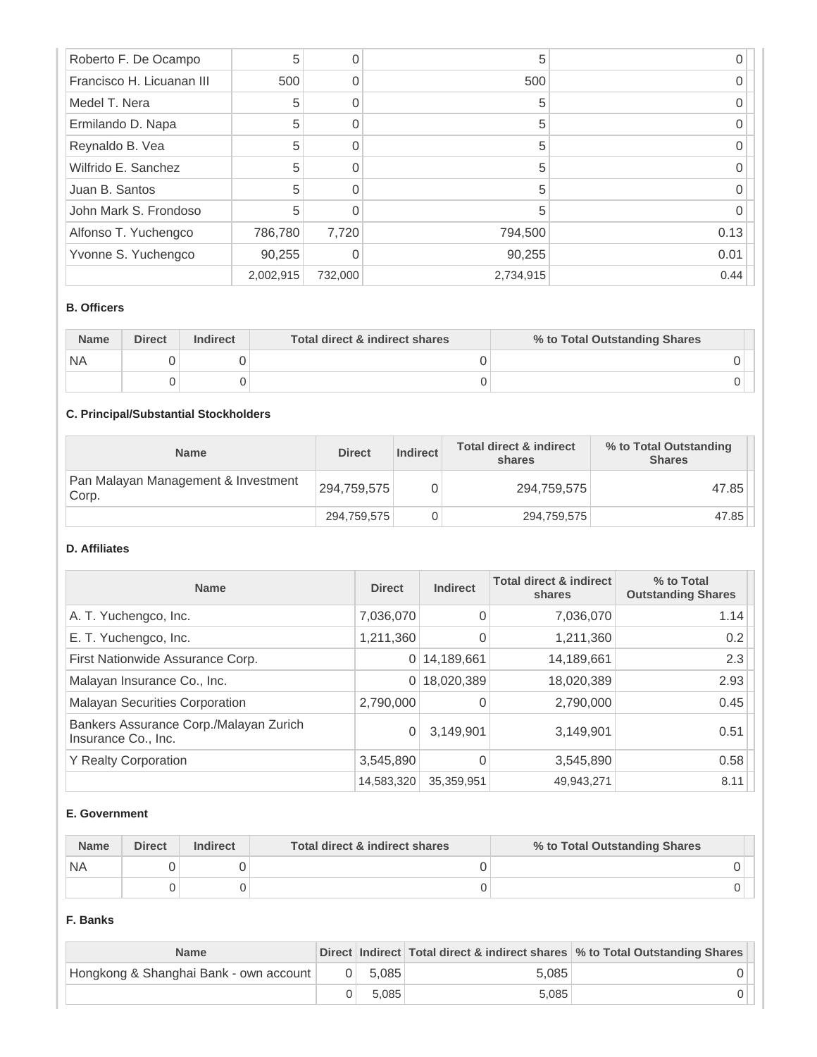| | | | | |
|---|---|---|---|---|
| Roberto F. De Ocampo | 5 | 0 | 5 | 0 |
| Francisco H. Licuanan III | 500 | 0 | 500 | 0 |
| Medel T. Nera | 5 | 0 | 5 | 0 |
| Ermilando D. Napa | 5 | 0 | 5 | 0 |
| Reynaldo B. Vea | 5 | 0 | 5 | 0 |
| Wilfrido E. Sanchez | 5 | 0 | 5 | 0 |
| Juan B. Santos | 5 | 0 | 5 | 0 |
| John Mark S. Frondoso | 5 | 0 | 5 | 0 |
| Alfonso T. Yuchengco | 786,780 | 7,720 | 794,500 | 0.13 |
| Yvonne S. Yuchengco | 90,255 | 0 | 90,255 | 0.01 |
| | 2,002,915 | 732,000 | 2,734,915 | 0.44 |

**B. Officers**

| Name | Direct | Indirect | Total direct & indirect shares | % to Total Outstanding Shares |
|---|---|---|---|---|
| NA | 0 | 0 | 0 | 0 |
| | 0 | 0 | 0 | 0 |

**C. Principal/Substantial Stockholders**

| Name | Direct | Indirect | Total direct & indirect shares | % to Total Outstanding Shares |
|---|---|---|---|---|
| Pan Malayan Management & Investment Corp. | 294,759,575 | 0 | 294,759,575 | 47.85 |
| | 294,759,575 | 0 | 294,759,575 | 47.85 |

**D. Affiliates**

| Name | Direct | Indirect | Total direct & indirect shares | % to Total Outstanding Shares |
|---|---|---|---|---|
| A. T. Yuchengco, Inc. | 7,036,070 | 0 | 7,036,070 | 1.14 |
| E. T. Yuchengco, Inc. | 1,211,360 | 0 | 1,211,360 | 0.2 |
| First Nationwide Assurance Corp. | 0 | 14,189,661 | 14,189,661 | 2.3 |
| Malayan Insurance Co., Inc. | 0 | 18,020,389 | 18,020,389 | 2.93 |
| Malayan Securities Corporation | 2,790,000 | 0 | 2,790,000 | 0.45 |
| Bankers Assurance Corp./Malayan Zurich Insurance Co., Inc. | 0 | 3,149,901 | 3,149,901 | 0.51 |
| Y Realty Corporation | 3,545,890 | 0 | 3,545,890 | 0.58 |
| | 14,583,320 | 35,359,951 | 49,943,271 | 8.11 |

**E. Government**

| Name | Direct | Indirect | Total direct & indirect shares | % to Total Outstanding Shares |
|---|---|---|---|---|
| NA | 0 | 0 | 0 | 0 |
| | 0 | 0 | 0 | 0 |

**F. Banks**

| Name | Direct | Indirect | Total direct & indirect shares | % to Total Outstanding Shares |
|---|---|---|---|---|
| Hongkong & Shanghai Bank - own account | 0 | 5,085 | 5,085 | 0 |
| | 0 | 5,085 | 5,085 | 0 |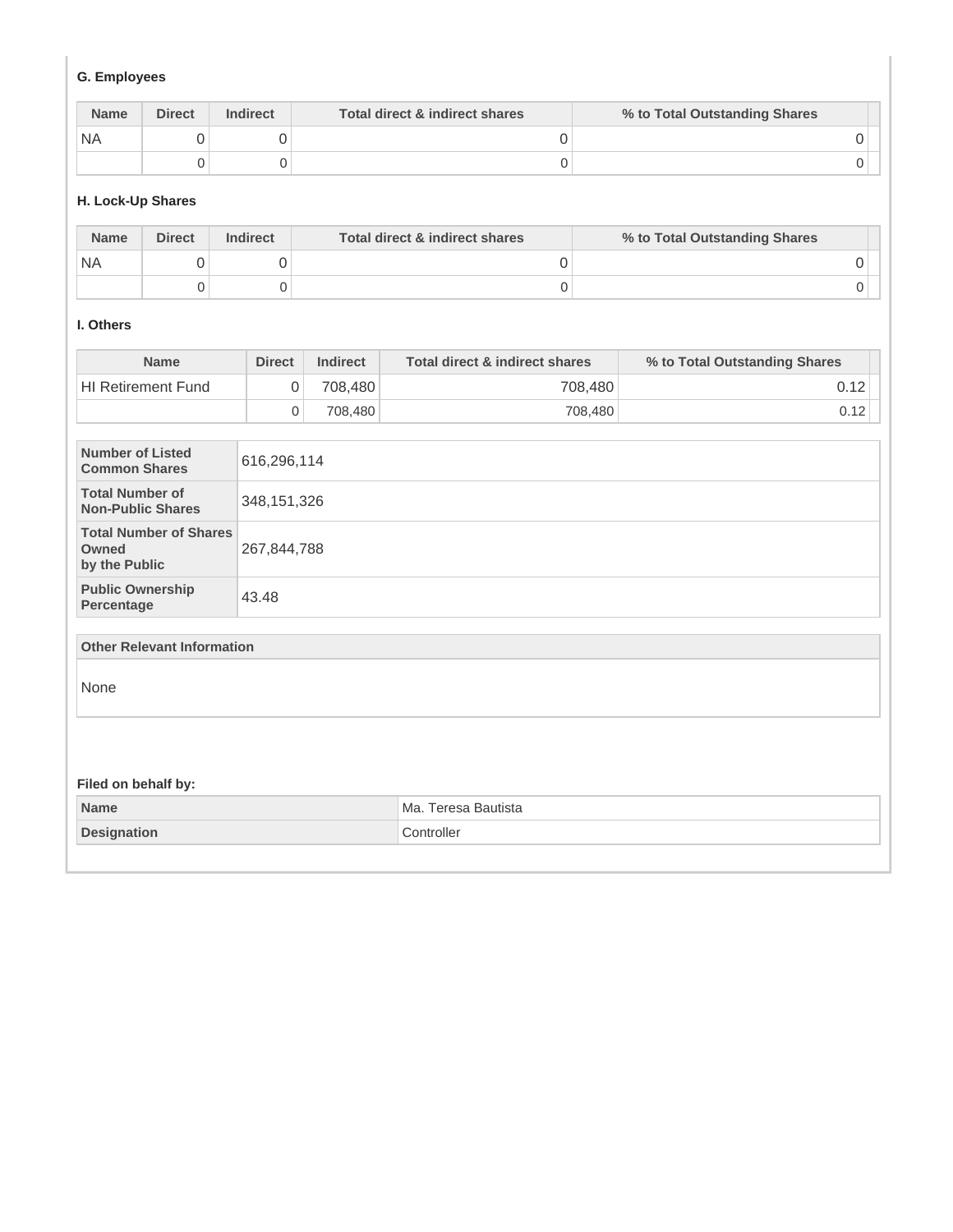### G. Employees

| Name | Direct | Indirect | Total direct & indirect shares | % to Total Outstanding Shares |
|---|---|---|---|---|
| NA | 0 | 0 | 0 | 0 |
| | 0 | 0 | 0 | 0 |

### H. Lock-Up Shares

| Name | Direct | Indirect | Total direct & indirect shares | % to Total Outstanding Shares |
|---|---|---|---|---|
| NA | 0 | 0 | 0 | 0 |
| | 0 | 0 | 0 | 0 |

### I. Others

| Name | Direct | Indirect | Total direct & indirect shares | % to Total Outstanding Shares |
|---|---|---|---|---|
| HI Retirement Fund | 0 | 708,480 | 708,480 | 0.12 |
| | 0 | 708,480 | 708,480 | 0.12 |

| | |
|---|---|
| **Number of Listed Common Shares** | 616,296,114 |
| **Total Number of Non-Public Shares** | 348,151,326 |
| **Total Number of Shares Owned by the Public** | 267,844,788 |
| **Public Ownership Percentage** | 43.48 |

| Other Relevant Information |
|---|
| None |

**Filed on behalf by:**

| | |
|---|---|
| **Name** | Ma. Teresa Bautista |
| **Designation** | Controller |